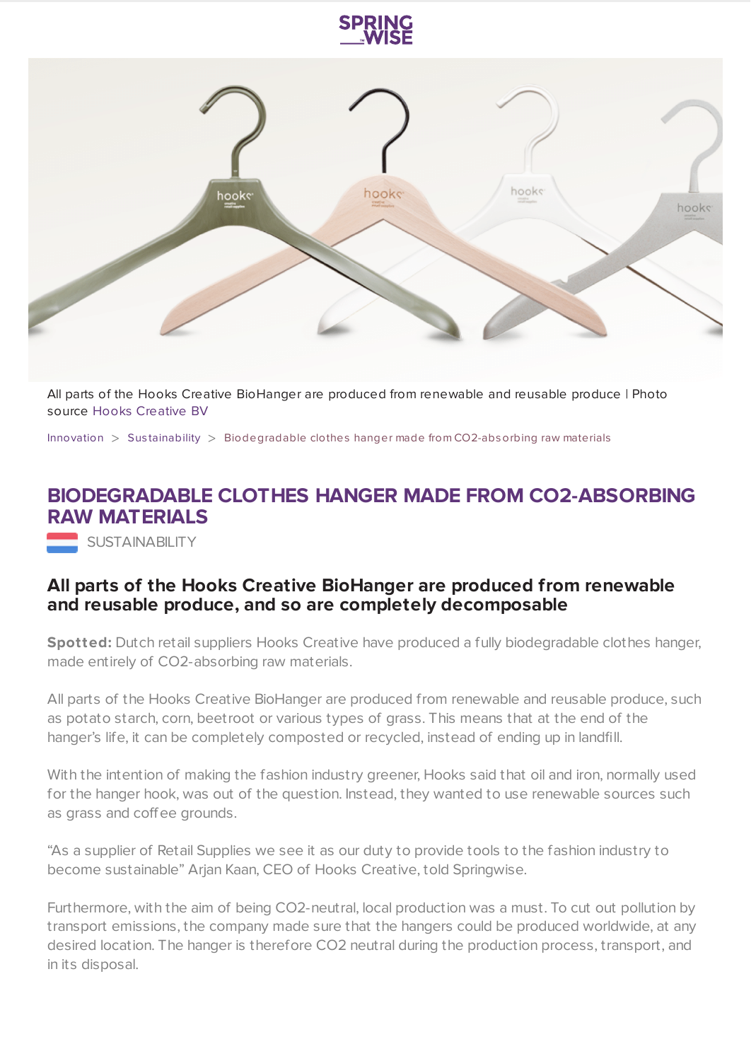All parts of the Hooks Creative BioHanger are produced from renewable and reusable produce | Photo source Hooks Creative BV

Innovation > Sustainability > Biodegradable clothes hanger made from $CO_2$-absorbing raw materials

# BIODEGRADABLE CLOTHES HANGER MADE FROM $CO_2$-ABSORBING RAW MATERIALS

SUSTAINABILITY

## All parts of the Hooks Creative BioHanger are produced from renewable and reusable produce, and so are completely decomposable

**Spotted:** Dutch retail suppliers Hooks Creative have produced a fully biodegradable clothes hanger, made entirely of $CO_2$-absorbing raw materials.

All parts of the Hooks Creative BioHanger are produced from renewable and reusable produce, such as potato starch, corn, beetroot or various types of grass. This means that at the end of the hanger's life, it can be completely composted or recycled, instead of ending up in landfill.

With the intention of making the fashion industry greener, Hooks said that oil and iron, normally used for the hanger hook, was out of the question. Instead, they wanted to use renewable sources such as grass and coffee grounds.

"As a supplier of Retail Supplies we see it as our duty to provide tools to the fashion industry to become sustainable" Arjan Kaan, CEO of Hooks Creative, told Springwise.

Furthermore, with the aim of being $CO_2$-neutral, local production was a must. To cut out pollution by transport emissions, the company made sure that the hangers could be produced worldwide, at any desired location. The hanger is therefore $CO_2$ neutral during the production process, transport, and in its disposal.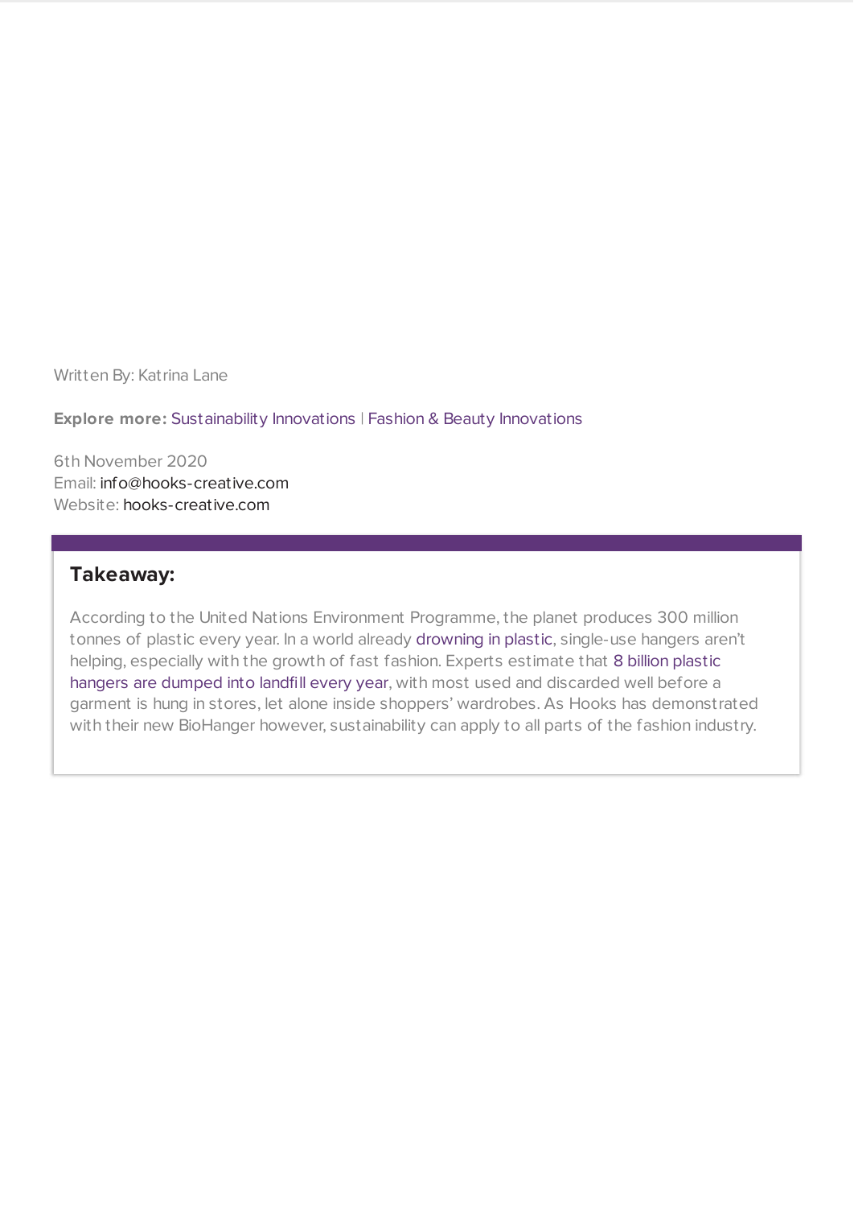Written By: Katrina Lane

**Explore more:** Sustainability Innovations | Fashion & Beauty Innovations

6th November 2020
Email: info@hooks-creative.com
Website: hooks-creative.com

## Takeaway:

According to the United Nations Environment Programme, the planet produces 300 million tonnes of plastic every year. In a world already drowning in plastic, single-use hangers aren't helping, especially with the growth of fast fashion. Experts estimate that 8 billion plastic hangers are dumped into landfill every year, with most used and discarded well before a garment is hung in stores, let alone inside shoppers' wardrobes. As Hooks has demonstrated with their new BioHanger however, sustainability can apply to all parts of the fashion industry.